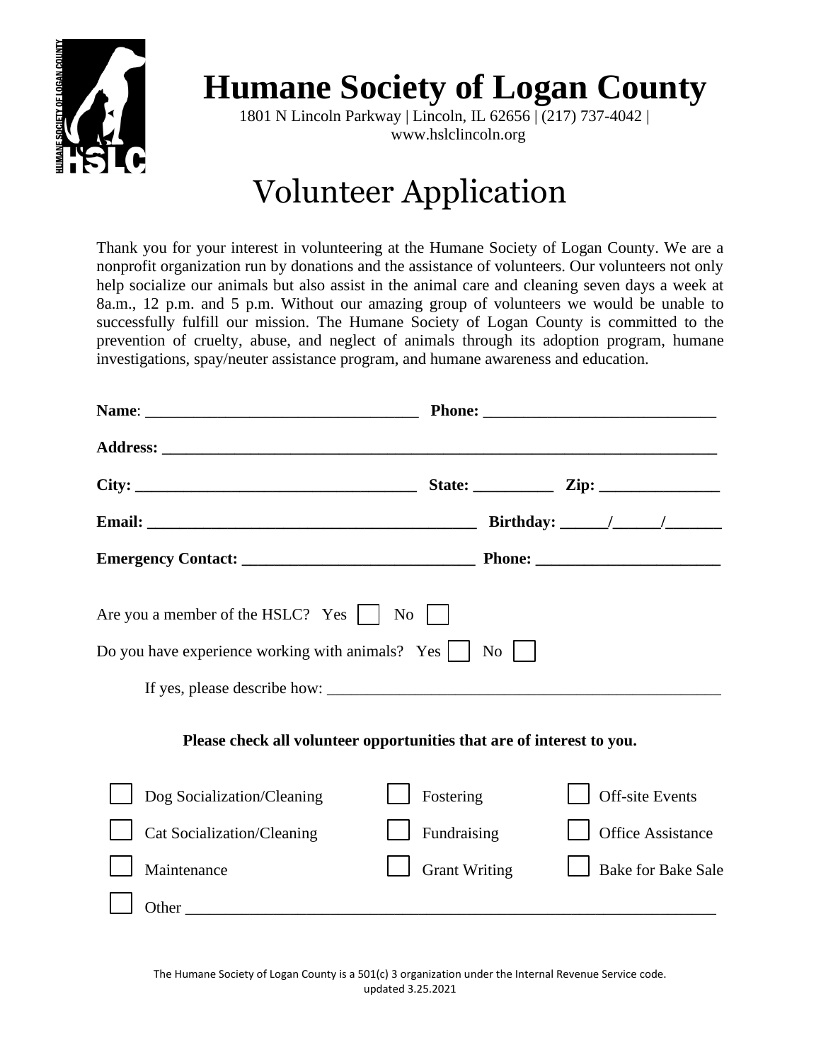# Humane Society of Logan County

1801 N Lincoln Parkway | Lincoln, IL 62656 | (217) 737-4042 | www.hslclincoln.org

## Volunteer Application

Thank you for your interest in volunteering at the Humane Society of Logan County. We are a nonprofit organization run by donations and the assistance of volunteers. Our volunteers not only help socialize our animals but also assist in the animal care and cleaning seven days a week at 8a.m., 12 p.m. and 5 p.m. Without our amazing group of volunteers we would be unable to successfully fulfill our mission. The Humane Society of Logan County is committed to the prevention of cruelty, abuse, and neglect of animals through its adoption program, humane investigations, spay/neuter assistance program, and humane awareness and education.

**Name**: ___________________________________ **Phone:** _____________________________

**Address:** _______________________________________________________________________

**City:** ____________________________________ **State:** __________ **Zip:** _______________

**Email:** __________________________________________ **Birthday:** ______/______/_______

**Emergency Contact:** ______________________________ **Phone:** _______________________

Are you a member of the HSLC? Yes ☐ No ☐

Do you have experience working with animals? Yes ☐ No ☐

If yes, please describe how: ___________________________________________________

**Please check all volunteer opportunities that are of interest to you.**

☐ Dog Socialization/Cleaning ☐ Fostering ☐ Off-site Events

☐ Cat Socialization/Cleaning ☐ Fundraising ☐ Office Assistance

☐ Maintenance ☐ Grant Writing ☐ Bake for Bake Sale

☐ Other ___________________________________________________________________

The Humane Society of Logan County is a 501(c) 3 organization under the Internal Revenue Service code.
updated 3.25.2021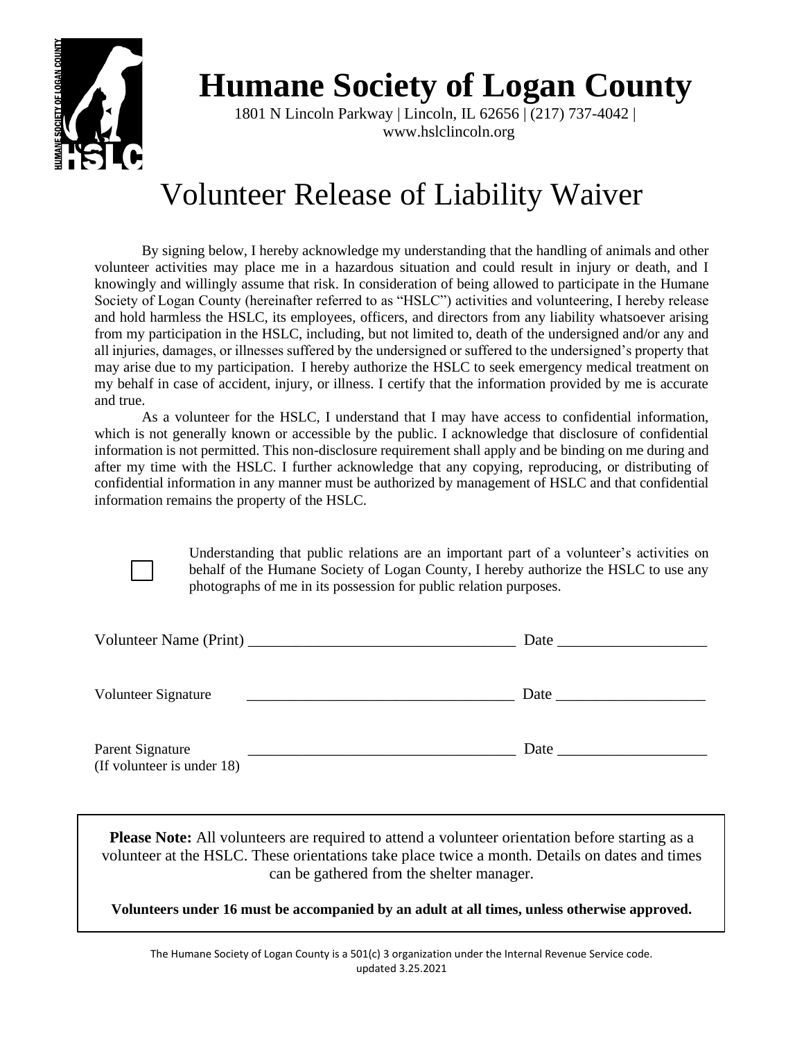# Humane Society of Logan County

1801 N Lincoln Parkway | Lincoln, IL 62656 | (217) 737-4042 | www.hslclincoln.org

## Volunteer Release of Liability Waiver

By signing below, I hereby acknowledge my understanding that the handling of animals and other volunteer activities may place me in a hazardous situation and could result in injury or death, and I knowingly and willingly assume that risk. In consideration of being allowed to participate in the Humane Society of Logan County (hereinafter referred to as "HSLC") activities and volunteering, I hereby release and hold harmless the HSLC, its employees, officers, and directors from any liability whatsoever arising from my participation in the HSLC, including, but not limited to, death of the undersigned and/or any and all injuries, damages, or illnesses suffered by the undersigned or suffered to the undersigned's property that may arise due to my participation. I hereby authorize the HSLC to seek emergency medical treatment on my behalf in case of accident, injury, or illness. I certify that the information provided by me is accurate and true.

As a volunteer for the HSLC, I understand that I may have access to confidential information, which is not generally known or accessible by the public. I acknowledge that disclosure of confidential information is not permitted. This non-disclosure requirement shall apply and be binding on me during and after my time with the HSLC. I further acknowledge that any copying, reproducing, or distributing of confidential information in any manner must be authorized by management of HSLC and that confidential information remains the property of the HSLC.

☐ Understanding that public relations are an important part of a volunteer's activities on behalf of the Humane Society of Logan County, I hereby authorize the HSLC to use any photographs of me in its possession for public relation purposes.

Volunteer Name (Print) ___________________________________ Date ___________________

Volunteer Signature ___________________________________ Date ___________________

Parent Signature ___________________________________ Date ___________________
(If volunteer is under 18)

**Please Note:** All volunteers are required to attend a volunteer orientation before starting as a volunteer at the HSLC. These orientations take place twice a month. Details on dates and times can be gathered from the shelter manager.

**Volunteers under 16 must be accompanied by an adult at all times, unless otherwise approved.**

The Humane Society of Logan County is a 501(c) 3 organization under the Internal Revenue Service code.
updated 3.25.2021